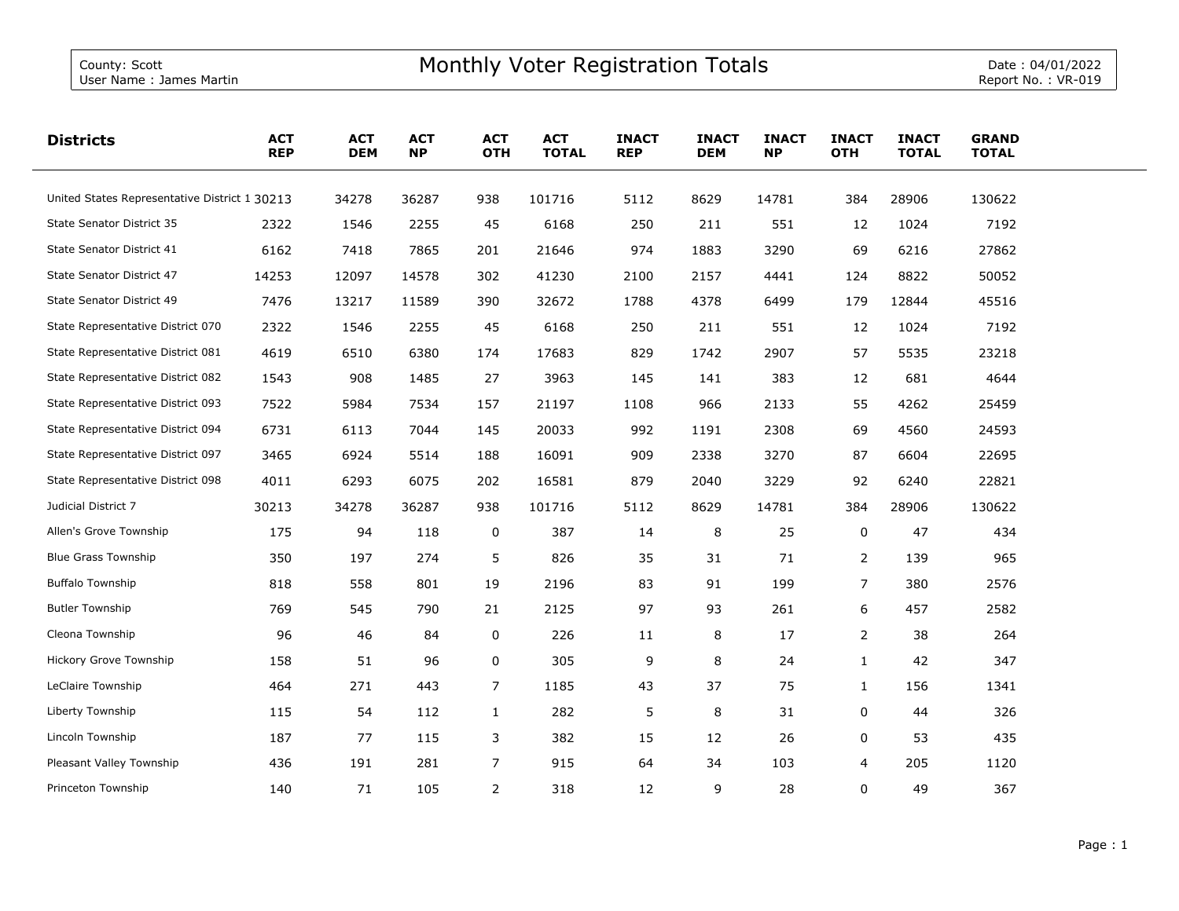County: Scott
User Name : James Martin

# Monthly Voter Registration Totals

Date : 04/01/2022
Report No. : VR-019

| Districts | ACT REP | ACT DEM | ACT NP | ACT OTH | ACT TOTAL | INACT REP | INACT DEM | INACT NP | INACT OTH | INACT TOTAL | GRAND TOTAL |
|---|---|---|---|---|---|---|---|---|---|---|---|
| United States Representative District 1 | 30213 | 34278 | 36287 | 938 | 101716 | 5112 | 8629 | 14781 | 384 | 28906 | 130622 |
| State Senator District 35 | 2322 | 1546 | 2255 | 45 | 6168 | 250 | 211 | 551 | 12 | 1024 | 7192 |
| State Senator District 41 | 6162 | 7418 | 7865 | 201 | 21646 | 974 | 1883 | 3290 | 69 | 6216 | 27862 |
| State Senator District 47 | 14253 | 12097 | 14578 | 302 | 41230 | 2100 | 2157 | 4441 | 124 | 8822 | 50052 |
| State Senator District 49 | 7476 | 13217 | 11589 | 390 | 32672 | 1788 | 4378 | 6499 | 179 | 12844 | 45516 |
| State Representative District 070 | 2322 | 1546 | 2255 | 45 | 6168 | 250 | 211 | 551 | 12 | 1024 | 7192 |
| State Representative District 081 | 4619 | 6510 | 6380 | 174 | 17683 | 829 | 1742 | 2907 | 57 | 5535 | 23218 |
| State Representative District 082 | 1543 | 908 | 1485 | 27 | 3963 | 145 | 141 | 383 | 12 | 681 | 4644 |
| State Representative District 093 | 7522 | 5984 | 7534 | 157 | 21197 | 1108 | 966 | 2133 | 55 | 4262 | 25459 |
| State Representative District 094 | 6731 | 6113 | 7044 | 145 | 20033 | 992 | 1191 | 2308 | 69 | 4560 | 24593 |
| State Representative District 097 | 3465 | 6924 | 5514 | 188 | 16091 | 909 | 2338 | 3270 | 87 | 6604 | 22695 |
| State Representative District 098 | 4011 | 6293 | 6075 | 202 | 16581 | 879 | 2040 | 3229 | 92 | 6240 | 22821 |
| Judicial District 7 | 30213 | 34278 | 36287 | 938 | 101716 | 5112 | 8629 | 14781 | 384 | 28906 | 130622 |
| Allen's Grove Township | 175 | 94 | 118 | 0 | 387 | 14 | 8 | 25 | 0 | 47 | 434 |
| Blue Grass Township | 350 | 197 | 274 | 5 | 826 | 35 | 31 | 71 | 2 | 139 | 965 |
| Buffalo Township | 818 | 558 | 801 | 19 | 2196 | 83 | 91 | 199 | 7 | 380 | 2576 |
| Butler Township | 769 | 545 | 790 | 21 | 2125 | 97 | 93 | 261 | 6 | 457 | 2582 |
| Cleona Township | 96 | 46 | 84 | 0 | 226 | 11 | 8 | 17 | 2 | 38 | 264 |
| Hickory Grove Township | 158 | 51 | 96 | 0 | 305 | 9 | 8 | 24 | 1 | 42 | 347 |
| LeClaire Township | 464 | 271 | 443 | 7 | 1185 | 43 | 37 | 75 | 1 | 156 | 1341 |
| Liberty Township | 115 | 54 | 112 | 1 | 282 | 5 | 8 | 31 | 0 | 44 | 326 |
| Lincoln Township | 187 | 77 | 115 | 3 | 382 | 15 | 12 | 26 | 0 | 53 | 435 |
| Pleasant Valley Township | 436 | 191 | 281 | 7 | 915 | 64 | 34 | 103 | 4 | 205 | 1120 |
| Princeton Township | 140 | 71 | 105 | 2 | 318 | 12 | 9 | 28 | 0 | 49 | 367 |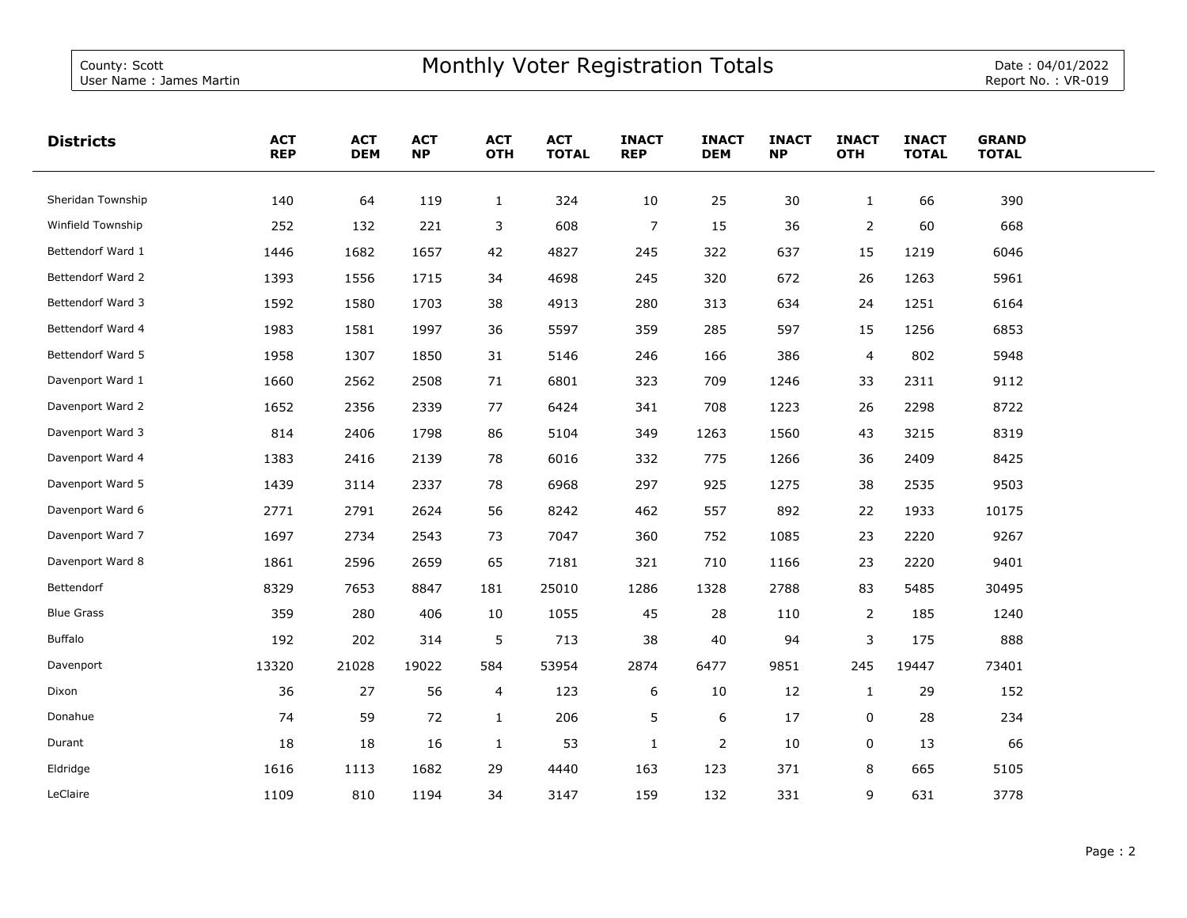County: Scott
User Name : James Martin

# Monthly Voter Registration Totals

Date : 04/01/2022
Report No. : VR-019

| Districts | ACT REP | ACT DEM | ACT NP | ACT OTH | ACT TOTAL | INACT REP | INACT DEM | INACT NP | INACT OTH | INACT TOTAL | GRAND TOTAL |
|---|---|---|---|---|---|---|---|---|---|---|---|
| Sheridan Township | 140 | 64 | 119 | 1 | 324 | 10 | 25 | 30 | 1 | 66 | 390 |
| Winfield Township | 252 | 132 | 221 | 3 | 608 | 7 | 15 | 36 | 2 | 60 | 668 |
| Bettendorf Ward 1 | 1446 | 1682 | 1657 | 42 | 4827 | 245 | 322 | 637 | 15 | 1219 | 6046 |
| Bettendorf Ward 2 | 1393 | 1556 | 1715 | 34 | 4698 | 245 | 320 | 672 | 26 | 1263 | 5961 |
| Bettendorf Ward 3 | 1592 | 1580 | 1703 | 38 | 4913 | 280 | 313 | 634 | 24 | 1251 | 6164 |
| Bettendorf Ward 4 | 1983 | 1581 | 1997 | 36 | 5597 | 359 | 285 | 597 | 15 | 1256 | 6853 |
| Bettendorf Ward 5 | 1958 | 1307 | 1850 | 31 | 5146 | 246 | 166 | 386 | 4 | 802 | 5948 |
| Davenport Ward 1 | 1660 | 2562 | 2508 | 71 | 6801 | 323 | 709 | 1246 | 33 | 2311 | 9112 |
| Davenport Ward 2 | 1652 | 2356 | 2339 | 77 | 6424 | 341 | 708 | 1223 | 26 | 2298 | 8722 |
| Davenport Ward 3 | 814 | 2406 | 1798 | 86 | 5104 | 349 | 1263 | 1560 | 43 | 3215 | 8319 |
| Davenport Ward 4 | 1383 | 2416 | 2139 | 78 | 6016 | 332 | 775 | 1266 | 36 | 2409 | 8425 |
| Davenport Ward 5 | 1439 | 3114 | 2337 | 78 | 6968 | 297 | 925 | 1275 | 38 | 2535 | 9503 |
| Davenport Ward 6 | 2771 | 2791 | 2624 | 56 | 8242 | 462 | 557 | 892 | 22 | 1933 | 10175 |
| Davenport Ward 7 | 1697 | 2734 | 2543 | 73 | 7047 | 360 | 752 | 1085 | 23 | 2220 | 9267 |
| Davenport Ward 8 | 1861 | 2596 | 2659 | 65 | 7181 | 321 | 710 | 1166 | 23 | 2220 | 9401 |
| Bettendorf | 8329 | 7653 | 8847 | 181 | 25010 | 1286 | 1328 | 2788 | 83 | 5485 | 30495 |
| Blue Grass | 359 | 280 | 406 | 10 | 1055 | 45 | 28 | 110 | 2 | 185 | 1240 |
| Buffalo | 192 | 202 | 314 | 5 | 713 | 38 | 40 | 94 | 3 | 175 | 888 |
| Davenport | 13320 | 21028 | 19022 | 584 | 53954 | 2874 | 6477 | 9851 | 245 | 19447 | 73401 |
| Dixon | 36 | 27 | 56 | 4 | 123 | 6 | 10 | 12 | 1 | 29 | 152 |
| Donahue | 74 | 59 | 72 | 1 | 206 | 5 | 6 | 17 | 0 | 28 | 234 |
| Durant | 18 | 18 | 16 | 1 | 53 | 1 | 2 | 10 | 0 | 13 | 66 |
| Eldridge | 1616 | 1113 | 1682 | 29 | 4440 | 163 | 123 | 371 | 8 | 665 | 5105 |
| LeClaire | 1109 | 810 | 1194 | 34 | 3147 | 159 | 132 | 331 | 9 | 631 | 3778 |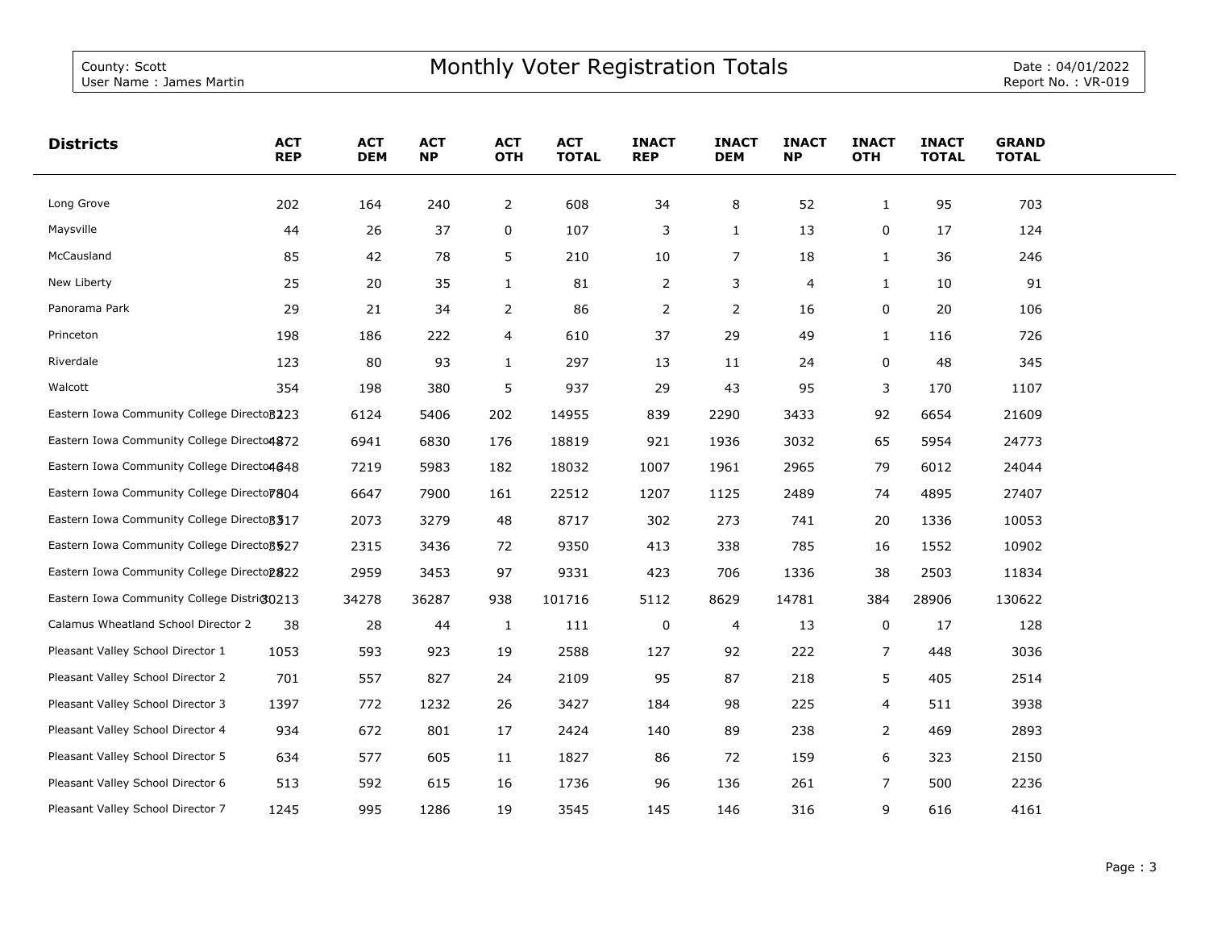County: Scott
User Name : James Martin

# Monthly Voter Registration Totals

Date : 04/01/2022
Report No. : VR-019

| Districts | ACT REP | ACT DEM | ACT NP | ACT OTH | ACT TOTAL | INACT REP | INACT DEM | INACT NP | INACT OTH | INACT TOTAL | GRAND TOTAL |
|---|---|---|---|---|---|---|---|---|---|---|---|
| Long Grove | 202 | 164 | 240 | 2 | 608 | 34 | 8 | 52 | 1 | 95 | 703 |
| Maysville | 44 | 26 | 37 | 0 | 107 | 3 | 1 | 13 | 0 | 17 | 124 |
| McCausland | 85 | 42 | 78 | 5 | 210 | 10 | 7 | 18 | 1 | 36 | 246 |
| New Liberty | 25 | 20 | 35 | 1 | 81 | 2 | 3 | 4 | 1 | 10 | 91 |
| Panorama Park | 29 | 21 | 34 | 2 | 86 | 2 | 2 | 16 | 0 | 20 | 106 |
| Princeton | 198 | 186 | 222 | 4 | 610 | 37 | 29 | 49 | 1 | 116 | 726 |
| Riverdale | 123 | 80 | 93 | 1 | 297 | 13 | 11 | 24 | 0 | 48 | 345 |
| Walcott | 354 | 198 | 380 | 5 | 937 | 29 | 43 | 95 | 3 | 170 | 1107 |
| Eastern Iowa Community College Director 1 | 3223 | 6124 | 5406 | 202 | 14955 | 839 | 2290 | 3433 | 92 | 6654 | 21609 |
| Eastern Iowa Community College Director 2 | 4872 | 6941 | 6830 | 176 | 18819 | 921 | 1936 | 3032 | 65 | 5954 | 24773 |
| Eastern Iowa Community College Director 3 | 4648 | 7219 | 5983 | 182 | 18032 | 1007 | 1961 | 2965 | 79 | 6012 | 24044 |
| Eastern Iowa Community College Director 4 | 7804 | 6647 | 7900 | 161 | 22512 | 1207 | 1125 | 2489 | 74 | 4895 | 27407 |
| Eastern Iowa Community College Director 5 | 3317 | 2073 | 3279 | 48 | 8717 | 302 | 273 | 741 | 20 | 1336 | 10053 |
| Eastern Iowa Community College Director 6 | 3527 | 2315 | 3436 | 72 | 9350 | 413 | 338 | 785 | 16 | 1552 | 10902 |
| Eastern Iowa Community College Director 7 | 2822 | 2959 | 3453 | 97 | 9331 | 423 | 706 | 1336 | 38 | 2503 | 11834 |
| Eastern Iowa Community College District | 30213 | 34278 | 36287 | 938 | 101716 | 5112 | 8629 | 14781 | 384 | 28906 | 130622 |
| Calamus Wheatland School Director 2 | 38 | 28 | 44 | 1 | 111 | 0 | 4 | 13 | 0 | 17 | 128 |
| Pleasant Valley School Director 1 | 1053 | 593 | 923 | 19 | 2588 | 127 | 92 | 222 | 7 | 448 | 3036 |
| Pleasant Valley School Director 2 | 701 | 557 | 827 | 24 | 2109 | 95 | 87 | 218 | 5 | 405 | 2514 |
| Pleasant Valley School Director 3 | 1397 | 772 | 1232 | 26 | 3427 | 184 | 98 | 225 | 4 | 511 | 3938 |
| Pleasant Valley School Director 4 | 934 | 672 | 801 | 17 | 2424 | 140 | 89 | 238 | 2 | 469 | 2893 |
| Pleasant Valley School Director 5 | 634 | 577 | 605 | 11 | 1827 | 86 | 72 | 159 | 6 | 323 | 2150 |
| Pleasant Valley School Director 6 | 513 | 592 | 615 | 16 | 1736 | 96 | 136 | 261 | 7 | 500 | 2236 |
| Pleasant Valley School Director 7 | 1245 | 995 | 1286 | 19 | 3545 | 145 | 146 | 316 | 9 | 616 | 4161 |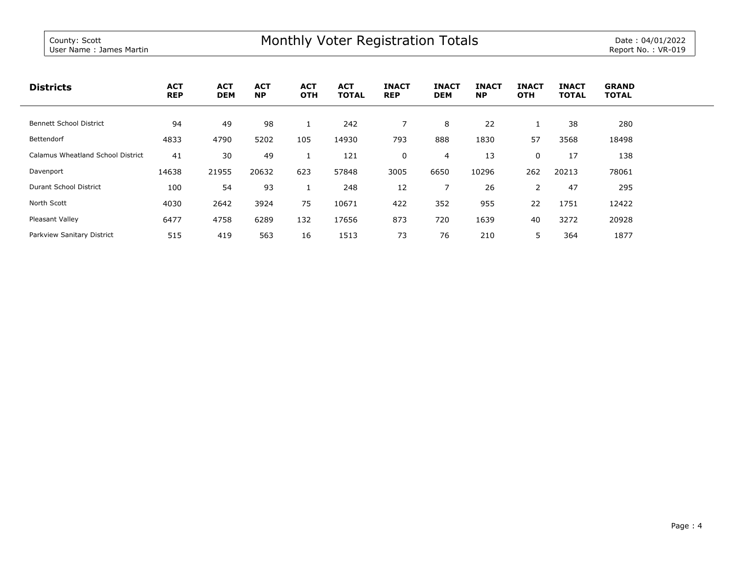County: Scott
User Name : James Martin

# Monthly Voter Registration Totals

Date : 04/01/2022
Report No. : VR-019

| Districts | ACT REP | ACT DEM | ACT NP | ACT OTH | ACT TOTAL | INACT REP | INACT DEM | INACT NP | INACT OTH | INACT TOTAL | GRAND TOTAL |
|---|---|---|---|---|---|---|---|---|---|---|---|
| Bennett School District | 94 | 49 | 98 | 1 | 242 | 7 | 8 | 22 | 1 | 38 | 280 |
| Bettendorf | 4833 | 4790 | 5202 | 105 | 14930 | 793 | 888 | 1830 | 57 | 3568 | 18498 |
| Calamus Wheatland School District | 41 | 30 | 49 | 1 | 121 | 0 | 4 | 13 | 0 | 17 | 138 |
| Davenport | 14638 | 21955 | 20632 | 623 | 57848 | 3005 | 6650 | 10296 | 262 | 20213 | 78061 |
| Durant School District | 100 | 54 | 93 | 1 | 248 | 12 | 7 | 26 | 2 | 47 | 295 |
| North Scott | 4030 | 2642 | 3924 | 75 | 10671 | 422 | 352 | 955 | 22 | 1751 | 12422 |
| Pleasant Valley | 6477 | 4758 | 6289 | 132 | 17656 | 873 | 720 | 1639 | 40 | 3272 | 20928 |
| Parkview Sanitary District | 515 | 419 | 563 | 16 | 1513 | 73 | 76 | 210 | 5 | 364 | 1877 |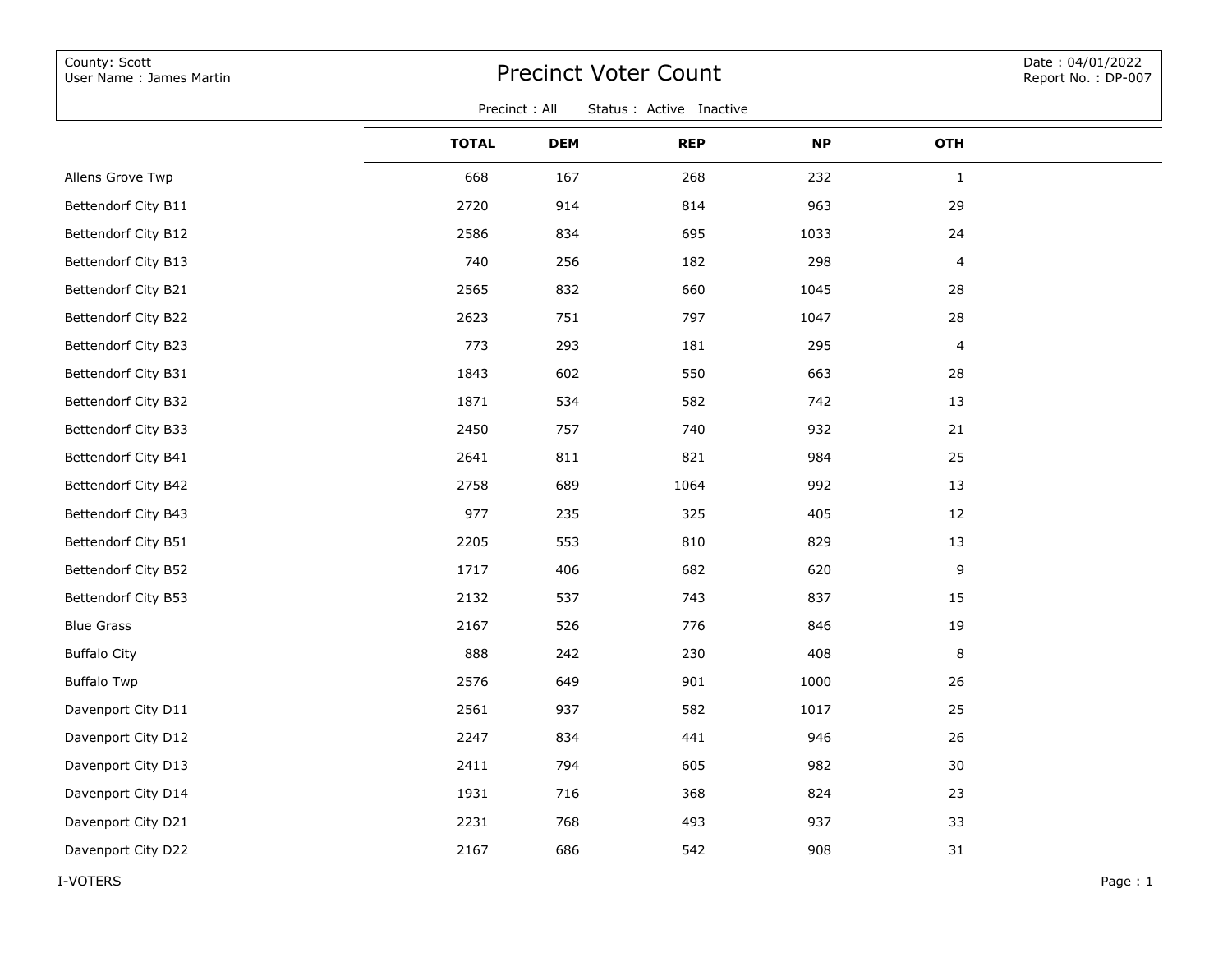County: Scott
User Name : James Martin

# Precinct Voter Count

Date : 04/01/2022
Report No. : DP-007

Precinct : All    Status : Active  Inactive

| | TOTAL | DEM | REP | NP | OTH |
|---|---|---|---|---|---|
| Allens Grove Twp | 668 | 167 | 268 | 232 | 1 |
| Bettendorf City B11 | 2720 | 914 | 814 | 963 | 29 |
| Bettendorf City B12 | 2586 | 834 | 695 | 1033 | 24 |
| Bettendorf City B13 | 740 | 256 | 182 | 298 | 4 |
| Bettendorf City B21 | 2565 | 832 | 660 | 1045 | 28 |
| Bettendorf City B22 | 2623 | 751 | 797 | 1047 | 28 |
| Bettendorf City B23 | 773 | 293 | 181 | 295 | 4 |
| Bettendorf City B31 | 1843 | 602 | 550 | 663 | 28 |
| Bettendorf City B32 | 1871 | 534 | 582 | 742 | 13 |
| Bettendorf City B33 | 2450 | 757 | 740 | 932 | 21 |
| Bettendorf City B41 | 2641 | 811 | 821 | 984 | 25 |
| Bettendorf City B42 | 2758 | 689 | 1064 | 992 | 13 |
| Bettendorf City B43 | 977 | 235 | 325 | 405 | 12 |
| Bettendorf City B51 | 2205 | 553 | 810 | 829 | 13 |
| Bettendorf City B52 | 1717 | 406 | 682 | 620 | 9 |
| Bettendorf City B53 | 2132 | 537 | 743 | 837 | 15 |
| Blue Grass | 2167 | 526 | 776 | 846 | 19 |
| Buffalo City | 888 | 242 | 230 | 408 | 8 |
| Buffalo Twp | 2576 | 649 | 901 | 1000 | 26 |
| Davenport City D11 | 2561 | 937 | 582 | 1017 | 25 |
| Davenport City D12 | 2247 | 834 | 441 | 946 | 26 |
| Davenport City D13 | 2411 | 794 | 605 | 982 | 30 |
| Davenport City D14 | 1931 | 716 | 368 | 824 | 23 |
| Davenport City D21 | 2231 | 768 | 493 | 937 | 33 |
| Davenport City D22 | 2167 | 686 | 542 | 908 | 31 |

I-VOTERS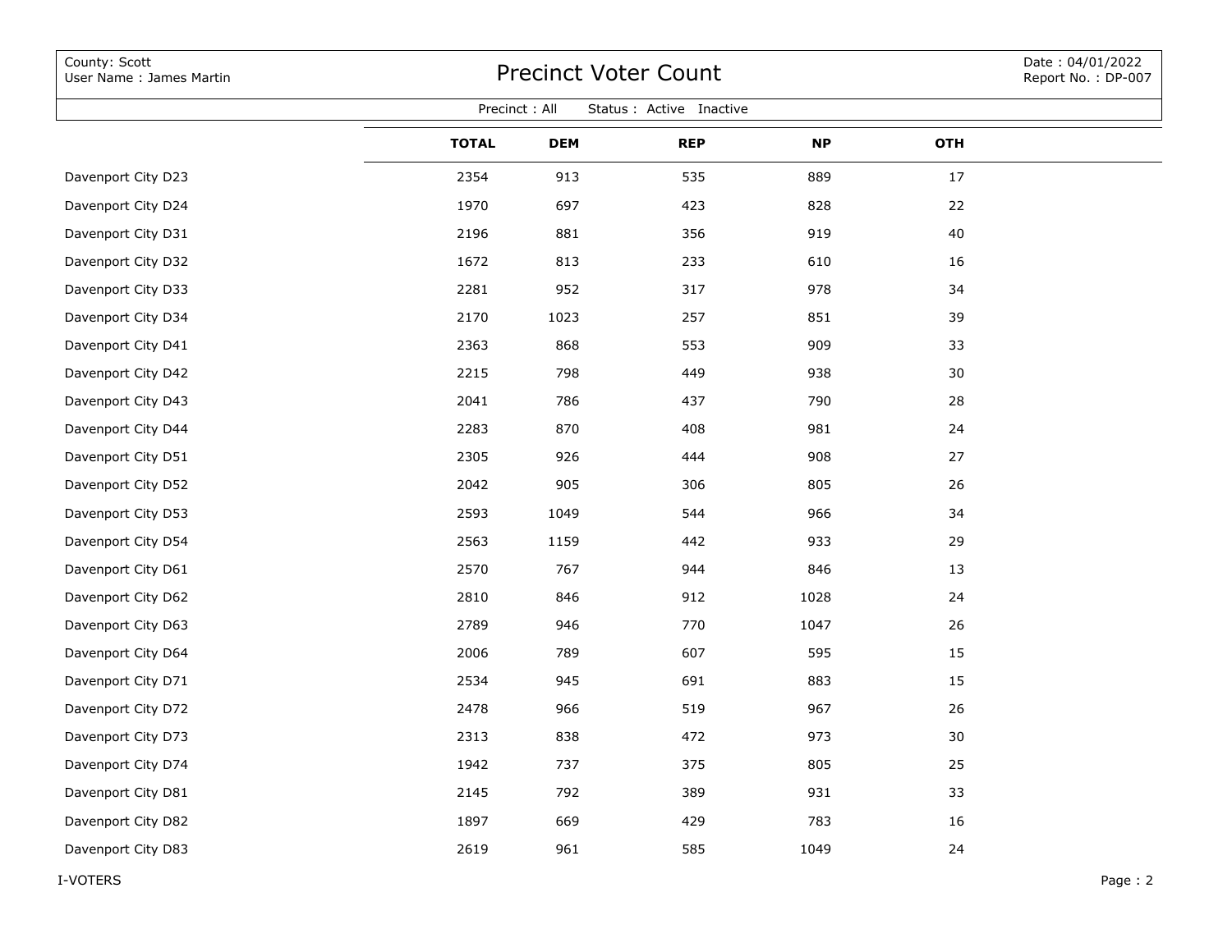County: Scott
User Name : James Martin

# Precinct Voter Count

Date : 04/01/2022
Report No. : DP-007

Precinct : All Status : Active Inactive

| | TOTAL | DEM | REP | NP | OTH |
|---|---|---|---|---|---|
| Davenport City D23 | 2354 | 913 | 535 | 889 | 17 |
| Davenport City D24 | 1970 | 697 | 423 | 828 | 22 |
| Davenport City D31 | 2196 | 881 | 356 | 919 | 40 |
| Davenport City D32 | 1672 | 813 | 233 | 610 | 16 |
| Davenport City D33 | 2281 | 952 | 317 | 978 | 34 |
| Davenport City D34 | 2170 | 1023 | 257 | 851 | 39 |
| Davenport City D41 | 2363 | 868 | 553 | 909 | 33 |
| Davenport City D42 | 2215 | 798 | 449 | 938 | 30 |
| Davenport City D43 | 2041 | 786 | 437 | 790 | 28 |
| Davenport City D44 | 2283 | 870 | 408 | 981 | 24 |
| Davenport City D51 | 2305 | 926 | 444 | 908 | 27 |
| Davenport City D52 | 2042 | 905 | 306 | 805 | 26 |
| Davenport City D53 | 2593 | 1049 | 544 | 966 | 34 |
| Davenport City D54 | 2563 | 1159 | 442 | 933 | 29 |
| Davenport City D61 | 2570 | 767 | 944 | 846 | 13 |
| Davenport City D62 | 2810 | 846 | 912 | 1028 | 24 |
| Davenport City D63 | 2789 | 946 | 770 | 1047 | 26 |
| Davenport City D64 | 2006 | 789 | 607 | 595 | 15 |
| Davenport City D71 | 2534 | 945 | 691 | 883 | 15 |
| Davenport City D72 | 2478 | 966 | 519 | 967 | 26 |
| Davenport City D73 | 2313 | 838 | 472 | 973 | 30 |
| Davenport City D74 | 1942 | 737 | 375 | 805 | 25 |
| Davenport City D81 | 2145 | 792 | 389 | 931 | 33 |
| Davenport City D82 | 1897 | 669 | 429 | 783 | 16 |
| Davenport City D83 | 2619 | 961 | 585 | 1049 | 24 |

I-VOTERS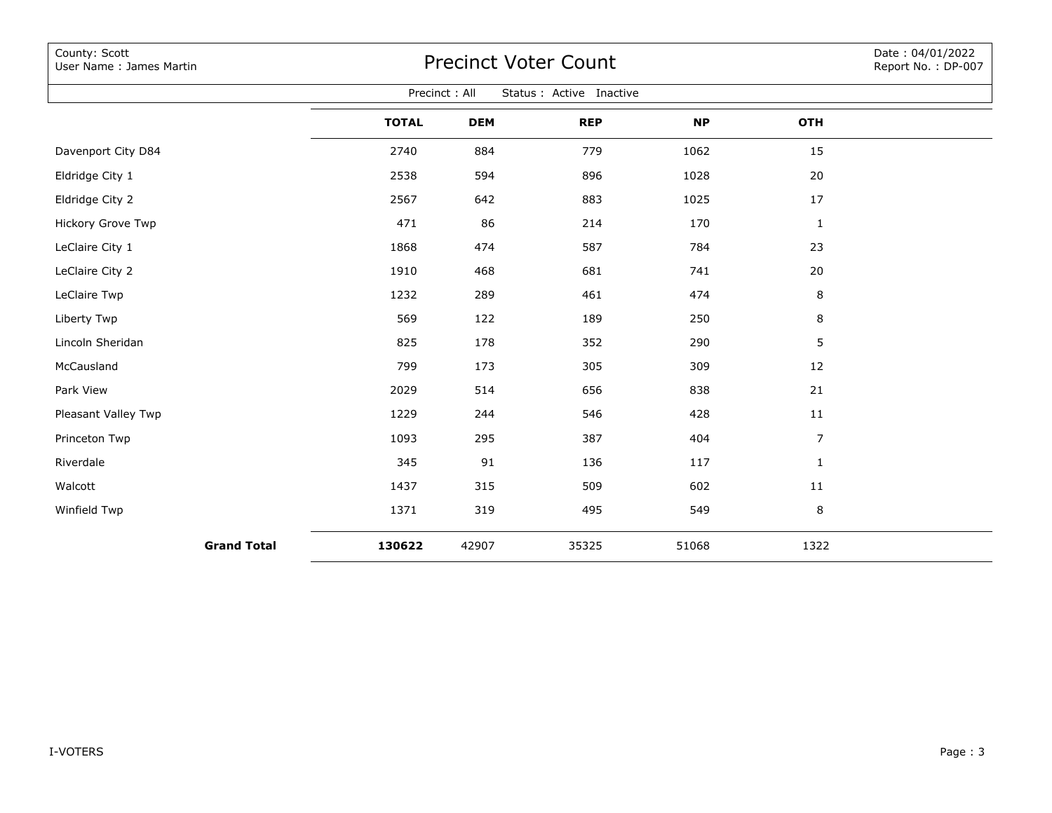County: Scott
User Name : James Martin

# Precinct Voter Count

Date : 04/01/2022
Report No. : DP-007

Precinct : All Status : Active Inactive

| | TOTAL | DEM | REP | NP | OTH |
|---|---|---|---|---|---|
| Davenport City D84 | 2740 | 884 | 779 | 1062 | 15 |
| Eldridge City 1 | 2538 | 594 | 896 | 1028 | 20 |
| Eldridge City 2 | 2567 | 642 | 883 | 1025 | 17 |
| Hickory Grove Twp | 471 | 86 | 214 | 170 | 1 |
| LeClaire City 1 | 1868 | 474 | 587 | 784 | 23 |
| LeClaire City 2 | 1910 | 468 | 681 | 741 | 20 |
| LeClaire Twp | 1232 | 289 | 461 | 474 | 8 |
| Liberty Twp | 569 | 122 | 189 | 250 | 8 |
| Lincoln Sheridan | 825 | 178 | 352 | 290 | 5 |
| McCausland | 799 | 173 | 305 | 309 | 12 |
| Park View | 2029 | 514 | 656 | 838 | 21 |
| Pleasant Valley Twp | 1229 | 244 | 546 | 428 | 11 |
| Princeton Twp | 1093 | 295 | 387 | 404 | 7 |
| Riverdale | 345 | 91 | 136 | 117 | 1 |
| Walcott | 1437 | 315 | 509 | 602 | 11 |
| Winfield Twp | 1371 | 319 | 495 | 549 | 8 |
| **Grand Total** | **130622** | 42907 | 35325 | 51068 | 1322 |

I-VOTERS